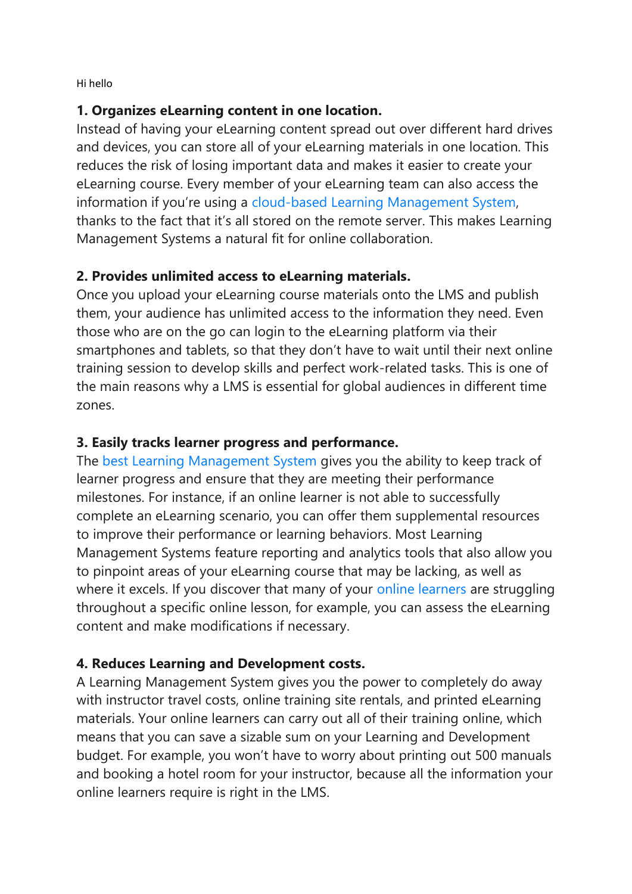Hi hello

**1. Organizes eLearning content in one location.**
Instead of having your eLearning content spread out over different hard drives and devices, you can store all of your eLearning materials in one location. This reduces the risk of losing important data and makes it easier to create your eLearning course. Every member of your eLearning team can also access the information if you're using a cloud-based Learning Management System, thanks to the fact that it's all stored on the remote server. This makes Learning Management Systems a natural fit for online collaboration.

**2. Provides unlimited access to eLearning materials.**
Once you upload your eLearning course materials onto the LMS and publish them, your audience has unlimited access to the information they need. Even those who are on the go can login to the eLearning platform via their smartphones and tablets, so that they don't have to wait until their next online training session to develop skills and perfect work-related tasks. This is one of the main reasons why a LMS is essential for global audiences in different time zones.

**3. Easily tracks learner progress and performance.**
The best Learning Management System gives you the ability to keep track of learner progress and ensure that they are meeting their performance milestones. For instance, if an online learner is not able to successfully complete an eLearning scenario, you can offer them supplemental resources to improve their performance or learning behaviors. Most Learning Management Systems feature reporting and analytics tools that also allow you to pinpoint areas of your eLearning course that may be lacking, as well as where it excels. If you discover that many of your online learners are struggling throughout a specific online lesson, for example, you can assess the eLearning content and make modifications if necessary.

**4. Reduces Learning and Development costs.**
A Learning Management System gives you the power to completely do away with instructor travel costs, online training site rentals, and printed eLearning materials. Your online learners can carry out all of their training online, which means that you can save a sizable sum on your Learning and Development budget. For example, you won't have to worry about printing out 500 manuals and booking a hotel room for your instructor, because all the information your online learners require is right in the LMS.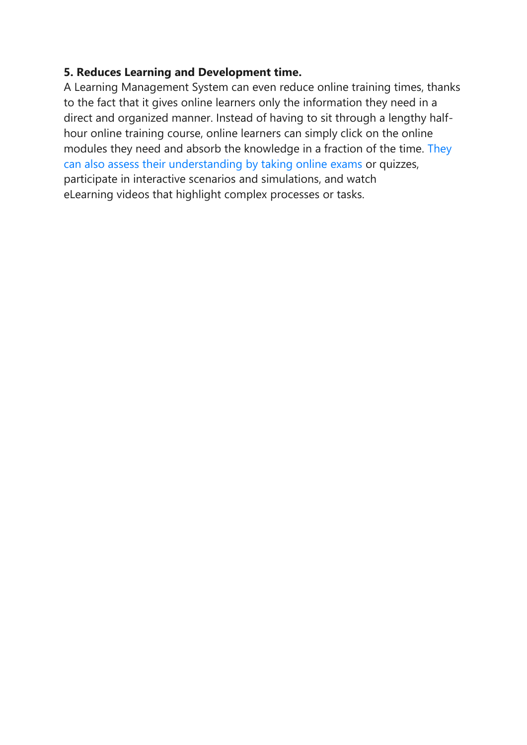**5. Reduces Learning and Development time.**

A Learning Management System can even reduce online training times, thanks to the fact that it gives online learners only the information they need in a direct and organized manner. Instead of having to sit through a lengthy half-hour online training course, online learners can simply click on the online modules they need and absorb the knowledge in a fraction of the time. They can also assess their understanding by taking online exams or quizzes, participate in interactive scenarios and simulations, and watch eLearning videos that highlight complex processes or tasks.